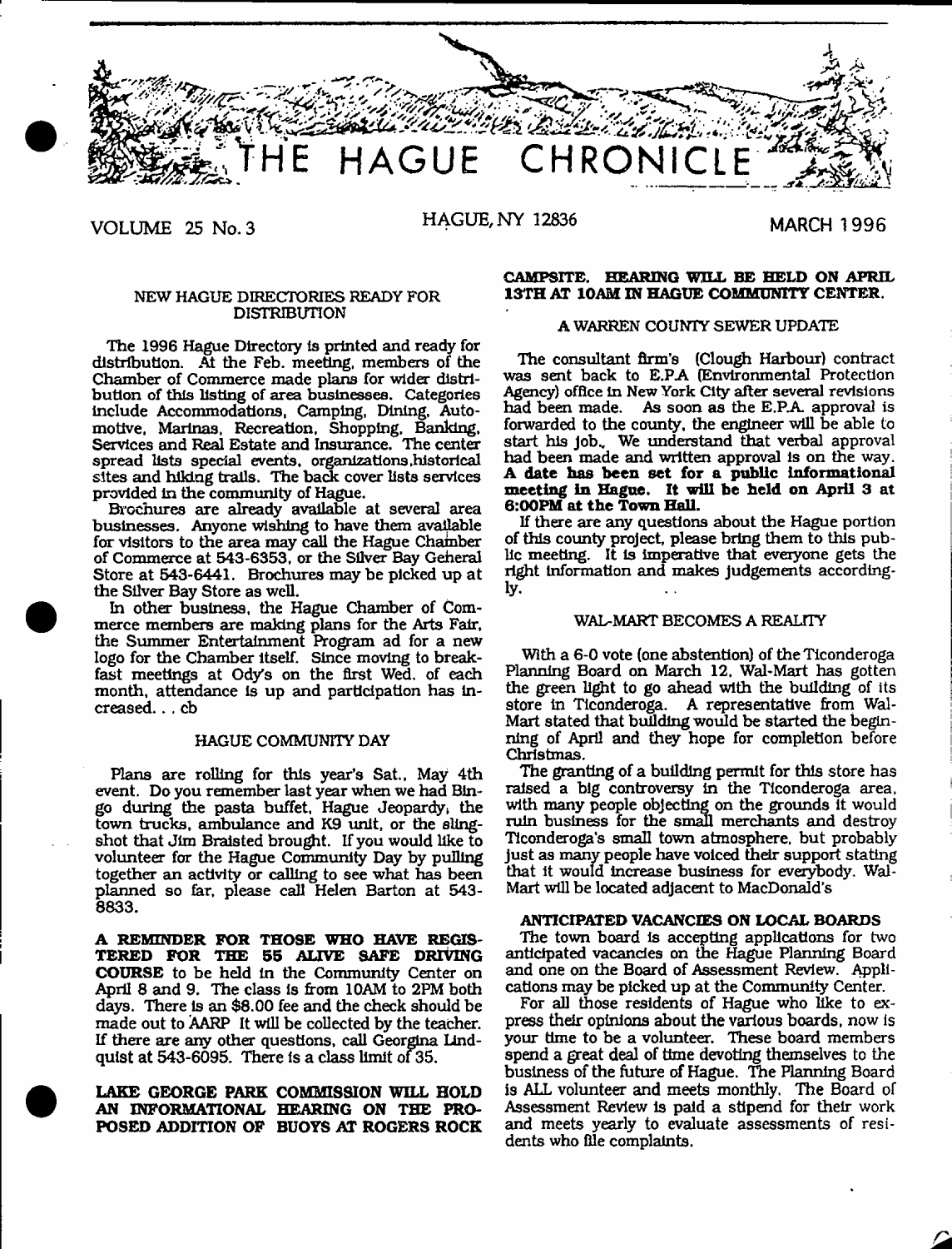# THE HAGUE CHRONICLE

VOLUME 25 No. 3 — HAGUE, NY 12836 — MARCH 1996

## NEW HAGUE DIRECTORIES READY FOR DISTRIBUTION

The 1996 Hague Directory is printed and ready for distribution. At the Feb. meeting, members of the Chamber of Commerce made plans for wider distribution of this listing of area businesses. Categories include Accommodations, Camping, Dining, Automotive, Marinas, Recreation, Shopping, Banking, Services and Real Estate and Insurance. The center spread lists special events, organizations,historical sites and hiking trails. The back cover lists services provided in the community of Hague.

Brochures are already available at several area businesses. Anyone wishing to have them available for visitors to the area may call the Hague Chamber of Commerce at 543-6353, or the Silver Bay General Store at 543-6441. Brochures may be picked up at the Silver Bay Store as well.

In other business, the Hague Chamber of Commerce members are making plans for the Arts Fair, the Summer Entertainment Program ad for a new logo for the Chamber itself. Since moving to breakfast meetings at Ody's on the first Wed. of each month, attendance is up and participation has increased... cb

## HAGUE COMMUNITY DAY

Plans are rolling for this year's Sat., May 4th event. Do you remember last year when we had Bingo during the pasta buffet, Hague Jeopardy, the town trucks, ambulance and K9 unit, or the slingshot that Jim Braisted brought. If you would like to volunteer for the Hague Community Day by pulling together an activity or calling to see what has been planned so far, please call Helen Barton at 543-8833.

**A REMINDER FOR THOSE WHO HAVE REGISTERED FOR THE 55 ALIVE SAFE DRIVING COURSE** to be held in the Community Center on April 8 and 9. The class is from 10AM to 2PM both days. There is an $8.00 fee and the check should be made out to AARP It will be collected by the teacher. If there are any other questions, call Georgina Lindquist at 543-6095. There is a class limit of 35.

**LAKE GEORGE PARK COMMISSION WILL HOLD AN INFORMATIONAL HEARING ON THE PROPOSED ADDITION OF BUOYS AT ROGERS ROCK CAMPSITE. HEARING WILL BE HELD ON APRIL 13TH AT 10AM IN HAGUE COMMUNITY CENTER.**

## A WARREN COUNTY SEWER UPDATE

The consultant firm's (Clough Harbour) contract was sent back to E.P.A (Environmental Protection Agency) office in New York City after several revisions had been made. As soon as the E.P.A. approval is forwarded to the county, the engineer will be able to start his job. We understand that verbal approval had been made and written approval is on the way. **A date has been set for a public informational meeting in Hague. It will be held on April 3 at 6:00PM at the Town Hall.**

If there are any questions about the Hague portion of this county project, please bring them to this public meeting. It is imperative that everyone gets the right information and makes judgements accordingly.

## WAL-MART BECOMES A REALITY

With a 6-0 vote (one abstention) of the Ticonderoga Planning Board on March 12, Wal-Mart has gotten the green light to go ahead with the building of its store in Ticonderoga. A representative from Wal-Mart stated that building would be started the beginning of April and they hope for completion before Christmas.

The granting of a building permit for this store has raised a big controversy in the Ticonderoga area, with many people objecting on the grounds it would ruin business for the small merchants and destroy Ticonderoga's small town atmosphere, but probably just as many people have voiced their support stating that it would increase business for everybody. Wal-Mart will be located adjacent to MacDonald's

## ANTICIPATED VACANCIES ON LOCAL BOARDS

The town board is accepting applications for two anticipated vacancies on the Hague Planning Board and one on the Board of Assessment Review. Applications may be picked up at the Community Center.

For all those residents of Hague who like to express their opinions about the various boards, now is your time to be a volunteer. These board members spend a great deal of time devoting themselves to the business of the future of Hague. The Planning Board is ALL volunteer and meets monthly. The Board of Assessment Review is paid a stipend for their work and meets yearly to evaluate assessments of residents who file complaints.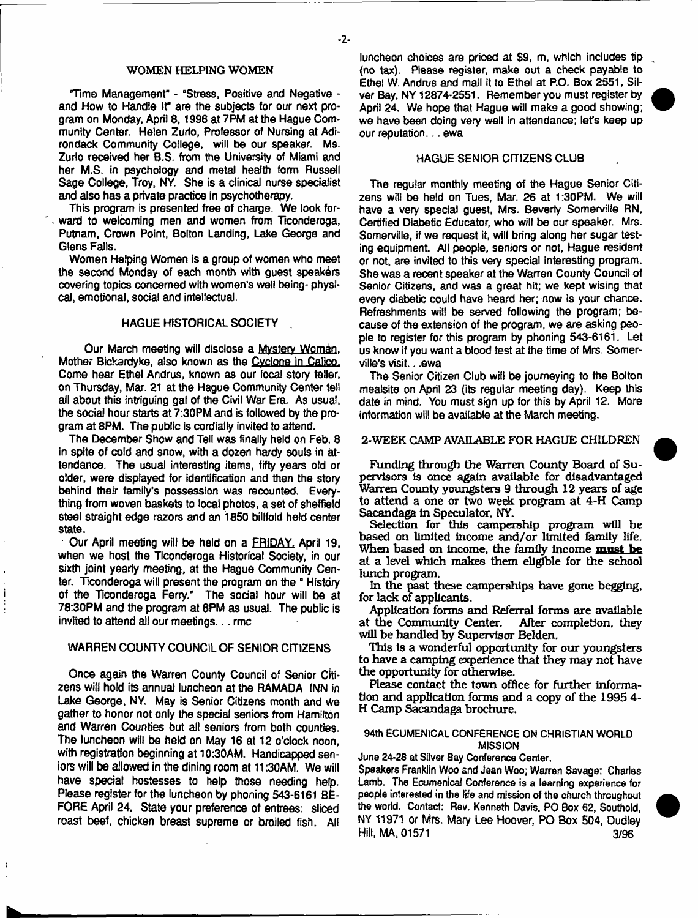## WOMEN HELPING WOMEN

"Time Management" - "Stress, Positive and Negative - and How to Handle It" are the subjects for our next program on Monday, April 8, 1996 at 7PM at the Hague Community Center. Helen Zurlo, Professor of Nursing at Adirondack Community College, will be our speaker. Ms. Zurlo received her B.S. from the University of Miami and her M.S. in psychology and metal health form Russell Sage College, Troy, NY. She is a clinical nurse specialist and also has a private practice in psychotherapy.

This program is presented free of charge. We look forward to welcoming men and women from Ticonderoga, Putnam, Crown Point, Bolton Landing, Lake George and Glens Falls.

Women Helping Women is a group of women who meet the second Monday of each month with guest speakers covering topics concerned with women's well being- physical, emotional, social and intellectual.

## HAGUE HISTORICAL SOCIETY

Our March meeting will disclose a Mystery Woman, Mother Bickardyke, also known as the Cyclone in Calico. Come hear Ethel Andrus, known as our local story teller, on Thursday, Mar. 21 at the Hague Community Center tell all about this intriguing gal of the Civil War Era. As usual, the social hour starts at 7:30PM and is followed by the program at 8PM. The public is cordially invited to attend.

The December Show and Tell was finally held on Feb. 8 in spite of cold and snow, with a dozen hardy souls in attendance. The usual interesting items, fifty years old or older, were displayed for identification and then the story behind their family's possession was recounted. Everything from woven baskets to local photos, a set of sheffield steel straight edge razors and an 1850 billfold held center state.

Our April meeting will be held on a FRIDAY, April 19, when we host the Ticonderoga Historical Society, in our sixth joint yearly meeting, at the Hague Community Center. Ticonderoga will present the program on the "History of the Ticonderoga Ferry." The social hour will be at 78:30PM and the program at 8PM as usual. The public is invited to attend all our meetings. . . rmc

## WARREN COUNTY COUNCIL OF SENIOR CITIZENS

Once again the Warren County Council of Senior Citizens will hold its annual luncheon at the RAMADA INN in Lake George, NY. May is Senior Citizens month and we gather to honor not only the special seniors from Hamilton and Warren Counties but all seniors from both counties. The luncheon will be held on May 16 at 12 o'clock noon, with registration beginning at 10:30AM. Handicapped seniors will be allowed in the dining room at 11:30AM. We will have special hostesses to help those needing help. Please register for the luncheon by phoning 543-6161 BEFORE April 24. State your preference of entrees: sliced roast beef, chicken breast supreme or broiled fish. All luncheon choices are priced at $9, m, which includes tip (no tax). Please register, make out a check payable to Ethel W. Andrus and mail it to Ethel at P.O. Box 2551, Silver Bay, NY 12874-2551. Remember you must register by April 24. We hope that Hague will make a good showing; we have been doing very well in attendance; let's keep up our reputation. . . ewa

## HAGUE SENIOR CITIZENS CLUB

The regular monthly meeting of the Hague Senior Citizens will be held on Tues, Mar. 26 at 1:30PM. We will have a very special guest, Mrs. Beverly Somerville RN, Certified Diabetic Educator, who will be our speaker. Mrs. Somerville, if we request it, will bring along her sugar testing equipment. All people, seniors or not, Hague resident or not, are invited to this very special interesting program. She was a recent speaker at the Warren County Council of Senior Citizens, and was a great hit; we kept wising that every diabetic could have heard her; now is your chance. Refreshments will be served following the program; because of the extension of the program, we are asking people to register for this program by phoning 543-6161. Let us know if you want a blood test at the time of Mrs. Somerville's visit. . .ewa

The Senior Citizen Club will be journeying to the Bolton mealsite on April 23 (its regular meeting day). Keep this date in mind. You must sign up for this by April 12. More information will be available at the March meeting.

## 2-WEEK CAMP AVAILABLE FOR HAGUE CHILDREN

Funding through the Warren County Board of Supervisors is once again available for disadvantaged Warren County youngsters 9 through 12 years of age to attend a one or two week program at 4-H Camp Sacandaga in Speculator, NY.

Selection for this campership program will be based on limited income and/or limited family life. When based on income, the family income **must be** at a level which makes them eligible for the school lunch program.

In the past these camperships have gone begging, for lack of applicants.

Application forms and Referral forms are available at the Community Center. After completion, they will be handled by Supervisor Belden.

This is a wonderful opportunity for our youngsters to have a camping experience that they may not have the opportunity for otherwise.

Please contact the town office for further information and application forms and a copy of the 1995 4-H Camp Sacandaga brochure.

## 94th ECUMENICAL CONFERENCE ON CHRISTIAN WORLD MISSION

June 24-28 at Silver Bay Conference Center.

Speakers Franklin Woo and Jean Woo; Warren Savage: Charles Lamb. The Ecumenical Conference is a learning experience for people interested in the life and mission of the church throughout the world. Contact: Rev. Kenneth Davis, PO Box 62, Southold, NY 11971 or Mrs. Mary Lee Hoover, PO Box 504, Dudley Hill, MA, 01571 3/96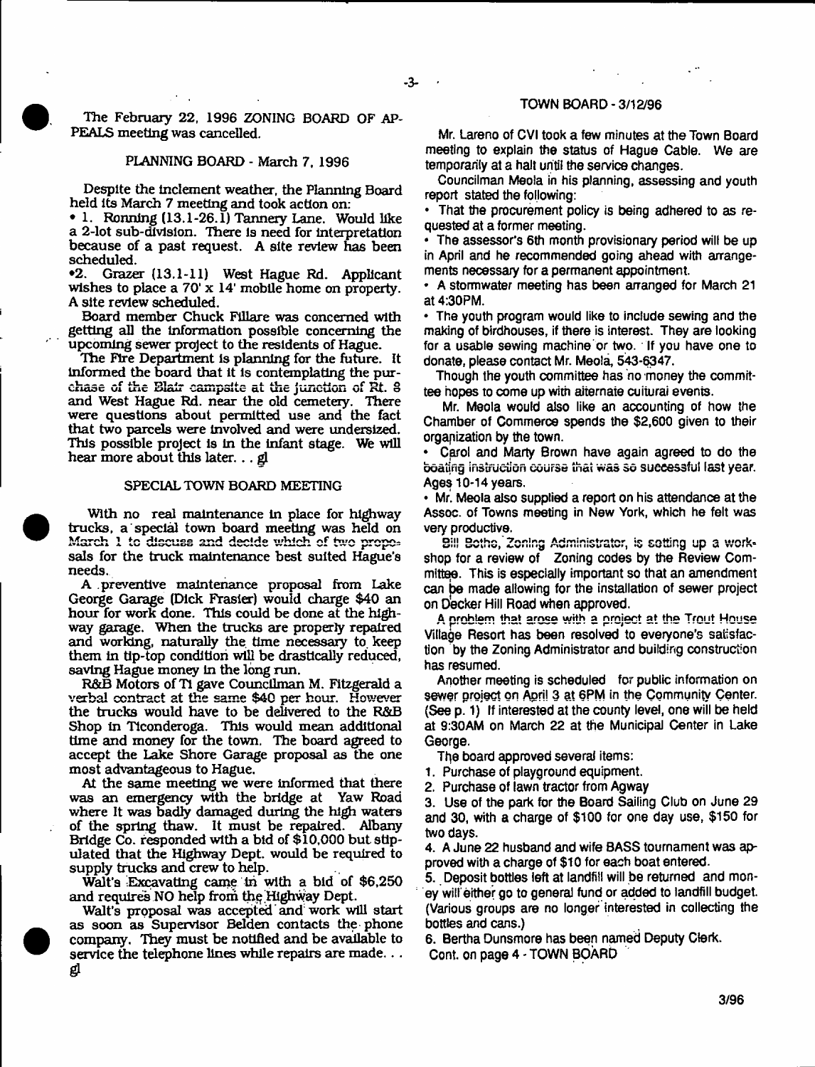The February 22, 1996 ZONING BOARD OF APPEALS meeting was cancelled.

## PLANNING BOARD - March 7, 1996

Despite the inclement weather, the Planning Board held its March 7 meeting and took action on:

• 1. Ronning (13.1-26.1) Tannery Lane. Would like a 2-lot sub-division. There is need for interpretation because of a past request. A site review has been scheduled.

•2. Grazer (13.1-11) West Hague Rd. Applicant wishes to place a 70' x 14' mobile home on property. A site review scheduled.

Board member Chuck Fillare was concerned with getting all the information possible concerning the upcoming sewer project to the residents of Hague.

The Fire Department is planning for the future. It informed the board that it is contemplating the purchase of the Blair campsite at the junction of Rt. 8 and West Hague Rd. near the old cemetery. There were questions about permitted use and the fact that two parcels were involved and were undersized. This possible project is in the infant stage. We will hear more about this later. . . gl

## SPECIAL TOWN BOARD MEETING

With no real maintenance in place for highway trucks, a special town board meeting was held on March 1 to discuss and decide which of two proposals for the truck maintenance best suited Hague's needs.

A preventive maintenance proposal from Lake George Garage (Dick Frasier) would charge $40 an hour for work done. This could be done at the highway garage. When the trucks are properly repaired and working, naturally the time necessary to keep them in tip-top condition will be drastically reduced, saving Hague money in the long run.

R&B Motors of Ti gave Councilman M. Fitzgerald a verbal contract at the same $40 per hour. However the trucks would have to be delivered to the R&B Shop in Ticonderoga. This would mean additional time and money for the town. The board agreed to accept the Lake Shore Garage proposal as the one most advantageous to Hague.

At the same meeting we were informed that there was an emergency with the bridge at Yaw Road where it was badly damaged during the high waters of the spring thaw. It must be repaired. Albany Bridge Co. responded with a bid of $10,000 but stipulated that the Highway Dept. would be required to supply trucks and crew to help.

Walt's Excavating came in with a bid of $6,250 and requires NO help from the Highway Dept.

Walt's proposal was accepted and work will start as soon as Supervisor Belden contacts the phone company. They must be notified and be available to service the telephone lines while repairs are made. . . gl

## TOWN BOARD - 3/12/96

Mr. Lareno of CVI took a few minutes at the Town Board meeting to explain the status of Hague Cable. We are temporarily at a halt until the service changes.

Councilman Meola in his planning, assessing and youth report stated the following:

• That the procurement policy is being adhered to as requested at a former meeting.

• The assessor's 6th month provisionary period will be up in April and he recommended going ahead with arrangements necessary for a permanent appointment.

• A stormwater meeting has been arranged for March 21 at 4:30PM.

• The youth program would like to include sewing and the making of birdhouses, if there is interest. They are looking for a usable sewing machine or two. If you have one to donate, please contact Mr. Meola, 543-6347.

Though the youth committee has no money the committee hopes to come up with alternate cultural events.

Mr. Meola would also like an accounting of how the Chamber of Commerce spends the $2,600 given to their organization by the town.

• Carol and Marty Brown have again agreed to do the boating instruction course that was so successful last year. Ages 10-14 years.

• Mr. Meola also supplied a report on his attendance at the Assoc. of Towns meeting in New York, which he felt was very productive.

Bill Botho, Zoning Administrator, is setting up a workshop for a review of Zoning codes by the Review Committee. This is especially important so that an amendment can be made allowing for the installation of sewer project on Decker Hill Road when approved.

A problem that arose with a project at the Trout House Village Resort has been resolved to everyone's satisfaction by the Zoning Administrator and building construction has resumed.

Another meeting is scheduled for public information on sewer project on April 3 at 6PM in the Community Center. (See p. 1) If interested at the county level, one will be held at 9:30AM on March 22 at the Municipal Center in Lake George.

The board approved several items:

1. Purchase of playground equipment.
2. Purchase of lawn tractor from Agway
3. Use of the park for the Board Sailing Club on June 29 and 30, with a charge of $100 for one day use, $150 for two days.
4. A June 22 husband and wife BASS tournament was approved with a charge of $10 for each boat entered.
5. Deposit bottles left at landfill will be returned and money will either go to general fund or added to landfill budget. (Various groups are no longer interested in collecting the bottles and cans.)
6. Bertha Dunsmore has been named Deputy Clerk.

Cont. on page 4 - TOWN BOARD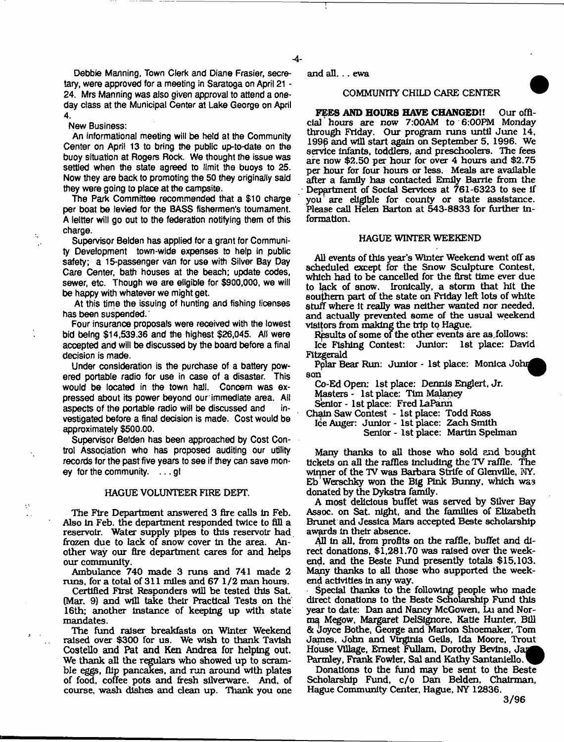Debbie Manning, Town Clerk and Diane Frasier, secretary, were approved for a meeting in Saratoga on April 21 - 24. Mrs Manning was also given approval to attend a one-day class at the Municipal Center at Lake George on April 4.

New Business:

An informational meeting will be held at the Community Center on April 13 to bring the public up-to-date on the buoy situation at Rogers Rock. We thought the issue was settled when the state agreed to limit the buoys to 25. Now they are back to promoting the 50 they originally said they were going to place at the campsite.

The Park Committee recommended that a $10 charge per boat be levied for the BASS fishermen's tournament. A leltter will go out to the federation notifying them of this charge.

Supervisor Belden has applied for a grant for Community Development town-wide expenses to help in public safety; a 15-passenger van for use with Silver Bay Day Care Center, bath houses at the beach; update codes, sewer, etc. Though we are eligible for $900,000, we will be happy with whatever we might get.

At this time the issuing of hunting and fishing licenses has been suspended.

Four insurance proposals were received with the lowest bid being $14,539.36 and the highest $26,045. All were accepted and will be discussed by the board before a final decision is made.

Under consideration is the purchase of a battery powered portable radio for use in case of a disaster. This would be located in the town hall. Concern was expressed about its power beyond our immediate area. All aspects of the portable radio will be discussed and investigated before a final decision is made. Cost would be approximately $500.00.

Supervisor Belden has been approached by Cost Control Association who has proposed auditing our utility records for the past five years to see if they can save money for the community. . . . gl

## HAGUE VOLUNTEER FIRE DEPT.

The Fire Department answered 3 fire calls in Feb. Also in Feb. the department responded twice to fill a reservoir. Water supply pipes to this reservoir had frozen due to lack of snow cover in the area. Another way our fire department cares for and helps our community.

Ambulance 740 made 3 runs and 741 made 2 runs, for a total of 311 miles and 67 1/2 man hours.

Certified First Responders will be tested this Sat. (Mar. 9) and will take their Practical Tests on the 16th; another instance of keeping up with state mandates.

The fund raiser breakfasts on Winter Weekend raised over $300 for us. We wish to thank Tavish Costello and Pat and Ken Andrea for helping out. We thank all the regulars who showed up to scramble eggs, flip pancakes, and run around with plates of food, coffee pots and fresh silverware. And, of course, wash dishes and clean up. Thank you one and all. . . ewa

## COMMUNITY CHILD CARE CENTER

**FEES AND HOURS HAVE CHANGED!!** Our official hours are now 7:00AM to 6:00PM Monday through Friday. Our program runs until June 14, 1996 and will start again on September 5, 1996. We service infants, toddlers, and preschoolers. The fees are now $2.50 per hour for over 4 hours and $2.75 per hour for four hours or less. Meals are available after a family has contacted Emily Barrie from the Department of Social Services at 761-6323 to see if you are eligble for county or state assistance. Please call Helen Barton at 543-8833 for further information.

## HAGUE WINTER WEEKEND

All events of this year's Winter Weekend went off as scheduled except for the Snow Sculpture Contest, which had to be cancelled for the first time ever due to lack of snow. Ironically, a storm that hit the southern part of the state on Friday left lots of white stuff where it really was neither wanted nor needed, and actually prevented some of the usual weekend visitors from making the trip to Hague.

Results of some of the other events are as follows:

Ice Fishing Contest: Junior: 1st place: David Fitzgerald

Polar Bear Run: Junior - 1st place: Monica Johnson

Co-Ed Open: 1st place: Dennis Englert, Jr.

Masters - 1st place: Tim Malaney

Senior - 1st place: Fred LaPann

Chain Saw Contest - 1st place: Todd Ross

Ice Auger: Junior - 1st place: Zach Smith

Senior - 1st place: Martin Spelman

Many thanks to all those who sold and bought tickets on all the raffles including the TV raffle. The winner of the TV was Barbara Strife of Glenville, NY. Eb Werschky won the Big Pink Bunny, which was donated by the Dykstra family.

A most delicious buffet was served by Silver Bay Assoc. on Sat. night, and the families of Elizabeth Brunet and Jessica Mars accepted Beste scholarship awards in their absence.

All in all, from profits on the raffle, buffet and direct donations, $1,281.70 was raised over the weekend, and the Beste Fund presently totals $15,103. Many thanks to all those who supported the weekend activities in any way.

Special thanks to the following people who made direct donations to the Beste Scholarship Fund this year to date: Dan and Nancy McGowen, Lu and Norma Megow, Margaret DelSignore, Katie Hunter, Bill & Joyce Bothe, George and Marion Shoemaker, Tom James, John and Virginia Geils, Ida Moore, Trout House Village, Ernest Fullam, Dorothy Bevins, Jay Parmley, Frank Fowler, Sal and Kathy Santaniello.

Donations to the fund may be sent to the Beste Scholarship Fund, c/o Dan Belden, Chairman, Hague Community Center, Hague, NY 12836.

3/96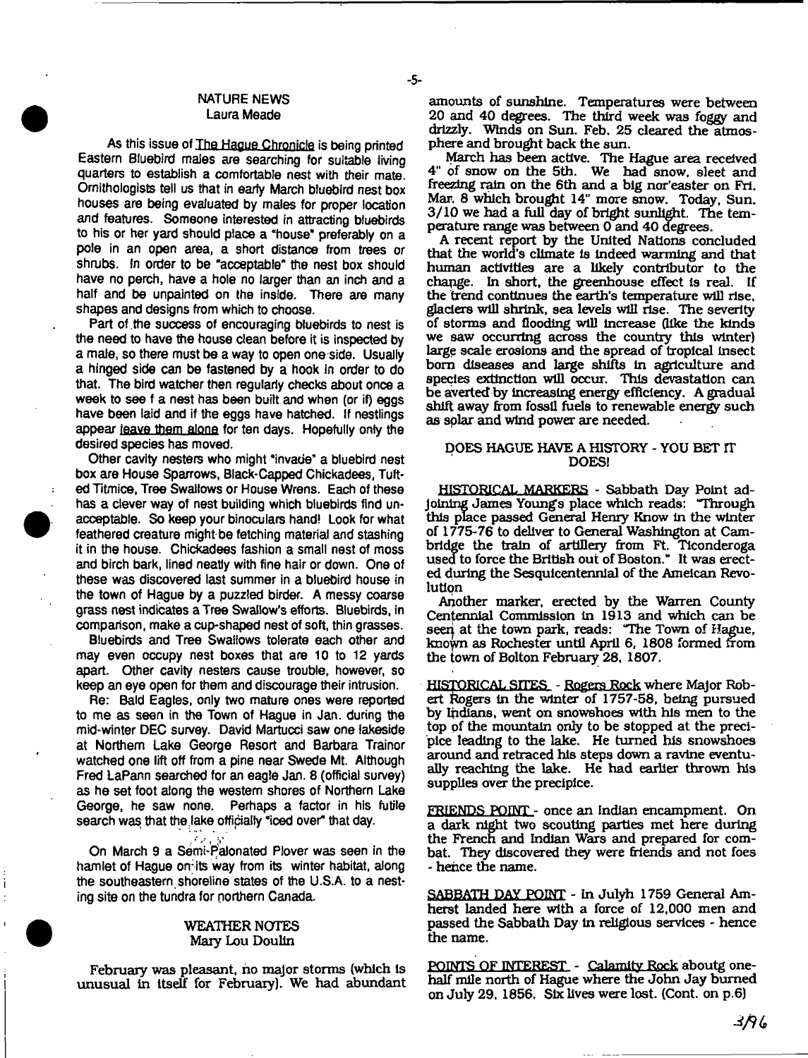## NATURE NEWS
Laura Meade

As this issue of The Hague Chronicle is being printed Eastern Bluebird males are searching for suitable living quarters to establish a comfortable nest with their mate. Ornithologists tell us that in early March bluebird nest box houses are being evaluated by males for proper location and features. Someone interested in attracting bluebirds to his or her yard should place a "house" preferably on a pole in an open area, a short distance from trees or shrubs. In order to be "acceptable" the nest box should have no perch, have a hole no larger than an inch and a half and be unpainted on the inside. There are many shapes and designs from which to choose.

Part of the success of encouraging bluebirds to nest is the need to have the house clean before it is inspected by a male, so there must be a way to open one side. Usually a hinged side can be fastened by a hook in order to do that. The bird watcher then regularly checks about once a week to see f a nest has been built and when (or if) eggs have been laid and if the eggs have hatched. If nestlings appear leave them alone for ten days. Hopefully only the desired species has moved.

Other cavity nesters who might "invade" a bluebird nest box are House Sparrows, Black-Capped Chickadees, Tufted Titmice, Tree Swallows or House Wrens. Each of these has a clever way of nest building which bluebirds find unacceptable. So keep your binoculars hand! Look for what feathered creature might be fetching material and stashing it in the house. Chickadees fashion a small nest of moss and birch bark, lined neatly with fine hair or down. One of these was discovered last summer in a bluebird house in the town of Hague by a puzzled birder. A messy coarse grass nest indicates a Tree Swallow's efforts. Bluebirds, in comparison, make a cup-shaped nest of soft, thin grasses.

Bluebirds and Tree Swallows tolerate each other and may even occupy nest boxes that are 10 to 12 yards apart. Other cavity nesters cause trouble, however, so keep an eye open for them and discourage their intrusion.

Re: Bald Eagles, only two mature ones were reported to me as seen in the Town of Hague in Jan. during the mid-winter DEC survey. David Martucci saw one lakeside at Northern Lake George Resort and Barbara Trainor watched one lift off from a pine near Swede Mt. Although Fred LaPann searched for an eagle Jan. 8 (official survey) as he set foot along the western shores of Northern Lake George, he saw none. Perhaps a factor in his futile search was that the lake officially "iced over" that day.

On March 9 a Semi-Palonated Plover was seen in the hamlet of Hague on its way from its winter habitat, along the southeastern shoreline states of the U.S.A. to a nesting site on the tundra for northern Canada.

## WEATHER NOTES
Mary Lou Doulin

February was pleasant, no major storms (which is unusual in itself for February). We had abundant amounts of sunshine. Temperatures were between 20 and 40 degrees. The third week was foggy and drizzly. Winds on Sun. Feb. 25 cleared the atmosphere and brought back the sun.

March has been active. The Hague area received 4" of snow on the 5th. We had snow, sleet and freezing rain on the 6th and a big nor'easter on Fri. Mar. 8 which brought 14" more snow. Today, Sun. 3/10 we had a full day of bright sunlight. The temperature range was between 0 and 40 degrees.

A recent report by the United Nations concluded that the world's climate is indeed warming and that human activities are a likely contributor to the change. In short, the greenhouse effect is real. If the trend continues the earth's temperature will rise, glaciers will shrink, sea levels will rise. The severity of storms and flooding will increase (like the kinds we saw occurring across the country this winter) large scale erosions and the spread of tropical insect born diseases and large shifts in agriculture and species extinction will occur. This devastation can be averted by increasing energy efficiency. A gradual shift away from fossil fuels to renewable energy such as solar and wind power are needed.

## DOES HAGUE HAVE A HISTORY - YOU BET IT DOES!

HISTORICAL MARKERS - Sabbath Day Point adjoining James Young's place which reads: "Through this place passed General Henry Know in the winter of 1775-76 to deliver to General Washington at Cambridge the train of artillery from Ft. Ticonderoga used to force the British out of Boston." It was erected during the Sesquicentennial of the Ameican Revolution

Another marker, erected by the Warren County Centennial Commission in 1913 and which can be seen at the town park, reads: "The Town of Hague, known as Rochester until April 6, 1808 formed from the town of Bolton February 28, 1807.

HISTORICAL SITES - Rogers Rock where Major Robert Rogers in the winter of 1757-58, being pursued by Indians, went on snowshoes with his men to the top of the mountain only to be stopped at the precipice leading to the lake. He turned his snowshoes around and retraced his steps down a ravine eventually reaching the lake. He had earlier thrown his supplies over the precipice.

FRIENDS POINT - once an Indian encampment. On a dark night two scouting parties met here during the French and Indian Wars and prepared for combat. They discovered they were friends and not foes - hence the name.

SABBATH DAY POINT - In Julyh 1759 General Amherst landed here with a force of 12,000 men and passed the Sabbath Day in religious services - hence the name.

POINTS OF INTEREST - Calamity Rock aboutg one-half mile north of Hague where the John Jay burned on July 29, 1856. Six lives were lost. (Cont. on p.6)

3/96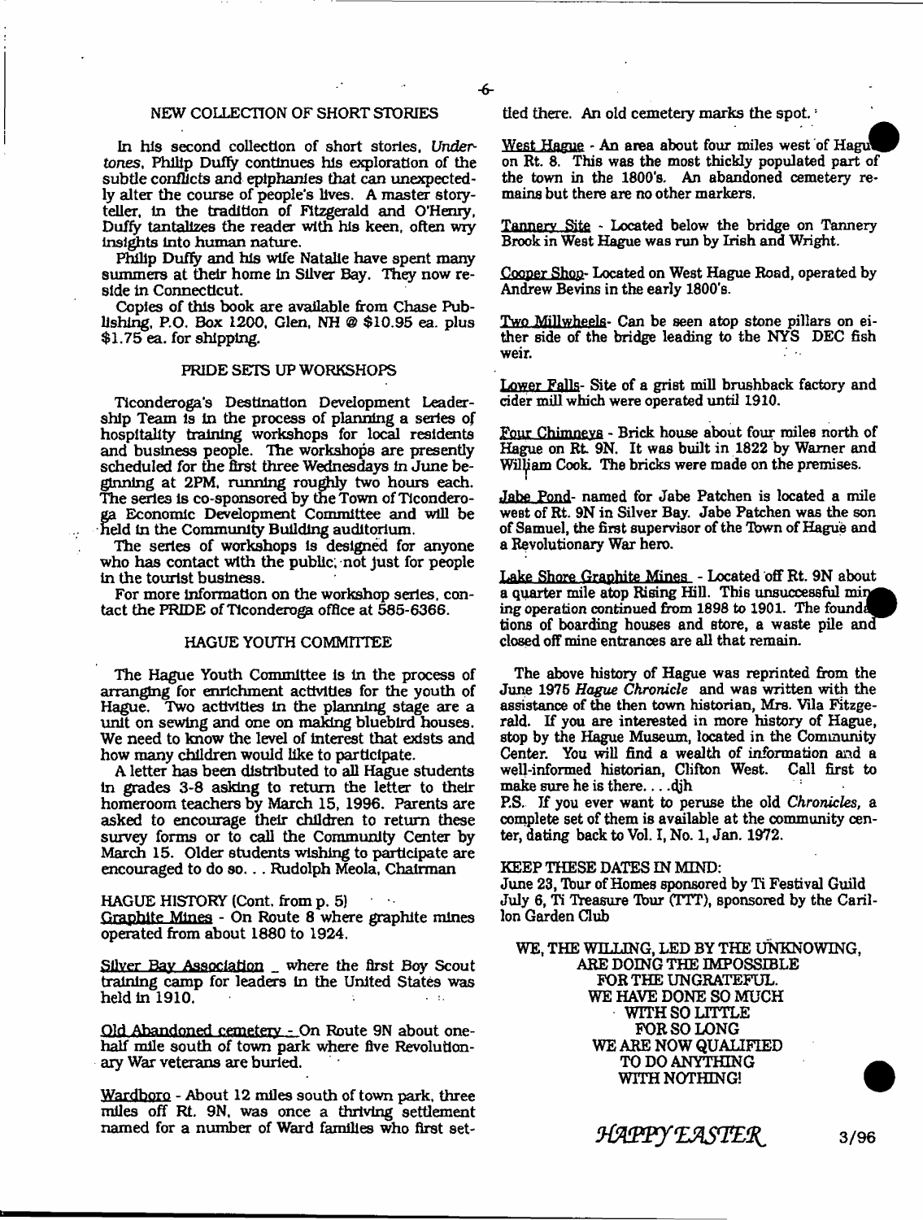## NEW COLLECTION OF SHORT STORIES

In his second collection of short stories, *Undertones*, Philip Duffy continues his exploration of the subtle conflicts and epiphanies that can unexpectedly alter the course of people's lives. A master storyteller, in the tradition of Fitzgerald and O'Henry, Duffy tantalizes the reader with his keen, often wry insights into human nature.

Philip Duffy and his wife Natalie have spent many summers at their home in Silver Bay. They now reside in Connecticut.

Copies of this book are available from Chase Publishing, P.O. Box 1200, Glen, NH @ $10.95 ea. plus $1.75 ea. for shipping.

## PRIDE SETS UP WORKSHOPS

Ticonderoga's Destination Development Leadership Team is in the process of planning a series of hospitality training workshops for local residents and business people. The workshops are presently scheduled for the first three Wednesdays in June beginning at 2PM, running roughly two hours each. The series is co-sponsored by the Town of Ticonderoga Economic Development Committee and will be held in the Community Building auditorium.

The series of workshops is designed for anyone who has contact with the public, not just for people in the tourist business.

For more information on the workshop series, contact the PRIDE of Ticonderoga office at 585-6366.

## HAGUE YOUTH COMMITTEE

The Hague Youth Committee is in the process of arranging for enrichment activities for the youth of Hague. Two activities in the planning stage are a unit on sewing and one on making bluebird houses. We need to know the level of interest that exists and how many children would like to participate.

A letter has been distributed to all Hague students in grades 3-8 asking to return the letter to their homeroom teachers by March 15, 1996. Parents are asked to encourage their children to return these survey forms or to call the Community Center by March 15. Older students wishing to participate are encouraged to do so... Rudolph Meola, Chairman

## HAGUE HISTORY (Cont. from p. 5)

Graphite Mines - On Route 8 where graphite mines operated from about 1880 to 1924.

Silver Bay Association _ where the first Boy Scout training camp for leaders in the United States was held in 1910.

Old Abandoned cemetery - On Route 9N about one-half mile south of town park where five Revolutionary War veterans are buried.

Wardboro - About 12 miles south of town park, three miles off Rt. 9N, was once a thriving settlement named for a number of Ward families who first settled there. An old cemetery marks the spot.

West Hague - An area about four miles west of Hague on Rt. 8. This was the most thickly populated part of the town in the 1800's. An abandoned cemetery remains but there are no other markers.

Tannery Site - Located below the bridge on Tannery Brook in West Hague was run by Irish and Wright.

Cooper Shop- Located on West Hague Road, operated by Andrew Bevins in the early 1800's.

Two Millwheels- Can be seen atop stone pillars on either side of the bridge leading to the NYS DEC fish weir.

Lower Falls- Site of a grist mill brushback factory and cider mill which were operated until 1910.

Four Chimneys - Brick house about four miles north of Hague on Rt. 9N. It was built in 1822 by Warner and William Cook. The bricks were made on the premises.

Jabe Pond- named for Jabe Patchen is located a mile west of Rt. 9N in Silver Bay. Jabe Patchen was the son of Samuel, the first supervisor of the Town of Hague and a Revolutionary War hero.

Lake Shore Graphite Mines - Located off Rt. 9N about a quarter mile atop Rising Hill. This unsuccessful mining operation continued from 1898 to 1901. The foundations of boarding houses and store, a waste pile and closed off mine entrances are all that remain.

The above history of Hague was reprinted from the June 1975 *Hague Chronicle* and was written with the assistance of the then town historian, Mrs. Vila Fitzgerald. If you are interested in more history of Hague, stop by the Hague Museum, located in the Community Center. You will find a wealth of information and a well-informed historian, Clifton West. Call first to make sure he is there....djh

P.S. If you ever want to peruse the old *Chronicles*, a complete set of them is available at the community center, dating back to Vol. I, No. 1, Jan. 1972.

## KEEP THESE DATES IN MIND:

June 23, Tour of Homes sponsored by Ti Festival Guild
July 6, Ti Treasure Tour (TTT), sponsored by the Carillon Garden Club

WE, THE WILLING, LED BY THE UNKNOWING,
ARE DOING THE IMPOSSIBLE
FOR THE UNGRATEFUL.
WE HAVE DONE SO MUCH
WITH SO LITTLE
FOR SO LONG
WE ARE NOW QUALIFIED
TO DO ANYTHING
WITH NOTHING!

*HAPPY EASTER*

3/96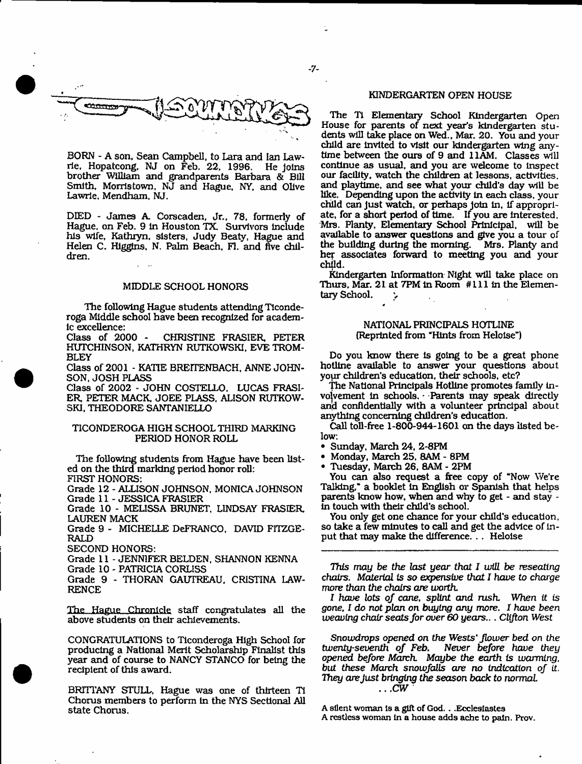# SOUNDINGS

BORN - A son, Sean Campbell, to Lara and Ian Lawrie, Hopatcong, NJ on Feb. 22, 1996. He joins brother William and grandparents Barbara & Bill Smith, Morristown, NJ and Hague, NY, and Olive Lawrie, Mendham, NJ.

DIED - James A. Corscaden, Jr., 78, formerly of Hague, on Feb. 9 in Houston TX. Survivors include his wife, Kathryn, sisters, Judy Beaty, Hague and Helen C. Higgins, N. Palm Beach, Fl. and five children.

## MIDDLE SCHOOL HONORS

The following Hague students attending Ticonderoga Middle school have been recognized for academic excellence:

Class of 2000 - CHRISTINE FRASIER, PETER HUTCHINSON, KATHRYN RUTKOWSKI, EVE TROMBLEY

Class of 2001 - KATIE BREITENBACH, ANNE JOHNSON, JOSH PLASS

Class of 2002 - JOHN COSTELLO, LUCAS FRASIER, PETER MACK, JOEE PLASS, ALISON RUTKOWSKI, THEODORE SANTANIELLO

## TICONDEROGA HIGH SCHOOL THIRD MARKING PERIOD HONOR ROLL

The following students from Hague have been listed on the third marking period honor roll:

FIRST HONORS:

Grade 12 - ALLISON JOHNSON, MONICA JOHNSON

Grade 11 - JESSICA FRASIER

Grade 10 - MELISSA BRUNET, LINDSAY FRASIER, LAUREN MACK

Grade 9 - MICHELLE DeFRANCO, DAVID FITZGERALD

SECOND HONORS:

Grade 11 - JENNIFER BELDEN, SHANNON KENNA

Grade 10 - PATRICIA CORLISS

Grade 9 - THORAN GAUTREAU, CRISTINA LAWRENCE

The Hague Chronicle staff congratulates all the above students on their achievements.

CONGRATULATIONS to Ticonderoga High School for producing a National Merit Scholarship Finalist this year and of course to NANCY STANCO for being the recipient of this award.

BRITTANY STULL, Hague was one of thirteen Ti Chorus members to perform in the NYS Sectional All state Chorus.

## KINDERGARTEN OPEN HOUSE

The Ti Elementary School Kindergarten Open House for parents of next year's kindergarten students will take place on Wed., Mar. 20. You and your child are invited to visit our kindergarten wing anytime between the ours of 9 and 11AM. Classes will continue as usual, and you are welcome to inspect our facility, watch the children at lessons, activities, and playtime, and see what your child's day will be like. Depending upon the activity in each class, your child can just watch, or perhaps join in, if appropriate, for a short period of time. If you are interested, Mrs. Planty, Elementary School Principal, will be available to answer questions and give you a tour of the building during the morning. Mrs. Planty and her associates forward to meeting you and your child.

Kindergarten Information Night will take place on Thurs, Mar. 21 at 7PM in Room #111 in the Elementary School.

## NATIONAL PRINCIPALS HOTLINE
(Reprinted from "Hints from Heloise")

Do you know there is going to be a great phone hotline available to answer your questions about your children's education, their schools, etc?

The National Principals Hotline promotes family involvement in schools. Parents may speak directly and confidentially with a volunteer principal about anything concerning children's education.

Call toll-free 1-800-944-1601 on the days listed below:

- Sunday, March 24, 2-8PM
- Monday, March 25, 8AM - 8PM
- Tuesday, March 26, 8AM - 2PM

You can also request a free copy of "Now We're Talking," a booklet in English or Spanish that helps parents know how, when and why to get - and stay - in touch with their child's school.

You only get one chance for your child's education, so take a few minutes to call and get the advice of input that may make the difference. . . Heloise

---

*This may be the last year that I will be reseating chairs. Material is so expensive that I have to charge more than the chairs are worth.*

*I have lots of cane, splint and rush. When it is gone, I do not plan on buying any more. I have been weaving chair seats for over 60 years.. . Clifton West*

*Snowdrops opened on the Wests' flower bed on the twenty-seventh of Feb. Never before have they opened before March. Maybe the earth is warming, but these March snowfalls are no indication of it. They are just bringing the season back to normal.*
*. . .CW*

A silent woman is a gift of God. . .Ecclesiastes
A restless woman in a house adds ache to pain. Prov.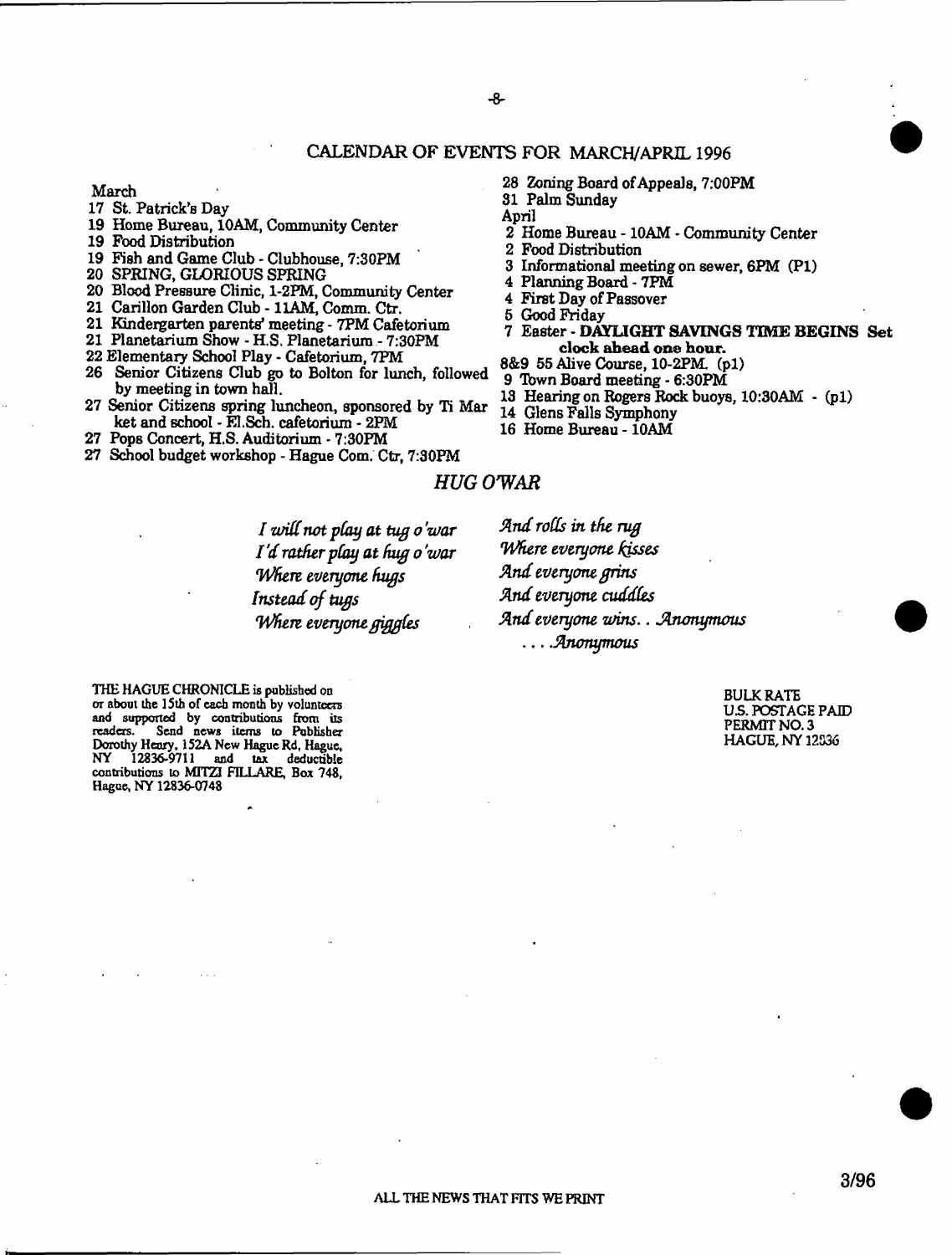## CALENDAR OF EVENTS FOR MARCH/APRIL 1996

March

17 St. Patrick's Day
19 Home Bureau, 10AM, Community Center
19 Food Distribution
19 Fish and Game Club - Clubhouse, 7:30PM
20 SPRING, GLORIOUS SPRING
20 Blood Pressure Clinic, 1-2PM, Community Center
21 Carillon Garden Club - 11AM, Comm. Ctr.
21 Kindergarten parents' meeting - 7PM Cafetorium
21 Planetarium Show - H.S. Planetarium - 7:30PM
22 Elementary School Play - Cafetorium, 7PM
26 Senior Citizens Club go to Bolton for lunch, followed by meeting in town hall.
27 Senior Citizens spring luncheon, sponsored by Ti Mar ket and school - El.Sch. cafetorium - 2PM
27 Pops Concert, H.S. Auditorium - 7:30PM
27 School budget workshop - Hague Com. Ctr, 7:30PM
28 Zoning Board of Appeals, 7:00PM
31 Palm Sunday

April

2 Home Bureau - 10AM - Community Center
2 Food Distribution
3 Informational meeting on sewer, 6PM (P1)
4 Planning Board - 7PM
4 First Day of Passover
5 Good Friday
7 Easter - **DAYLIGHT SAVINGS TIME BEGINS Set clock ahead one hour.**
8&9 55 Alive Course, 10-2PM. (p1)
9 Town Board meeting - 6:30PM
13 Hearing on Rogers Rock buoys, 10:30AM - (p1)
14 Glens Falls Symphony
16 Home Bureau - 10AM

## *HUG O'WAR*

*I will not play at tug o'war*
*I'd rather play at hug o'war*
*Where everyone hugs*
*Instead of tugs*
*Where everyone giggles*
*And rolls in the rug*
*Where everyone kisses*
*And everyone grins*
*And everyone cuddles*
*And everyone wins. . Anonymous*
*. . . .Anonymous*

THE HAGUE CHRONICLE is published on or about the 15th of each month by volunteers and supported by contributions from its readers. Send news items to Publisher Dorothy Henry, 152A New Hague Rd, Hague, NY 12836-9711 and tax deductible contributions to MITZI FILLARE, Box 748, Hague, NY 12836-0748

BULK RATE
U.S. POSTAGE PAID
PERMIT NO. 3
HAGUE, NY 12836

ALL THE NEWS THAT FITS WE PRINT